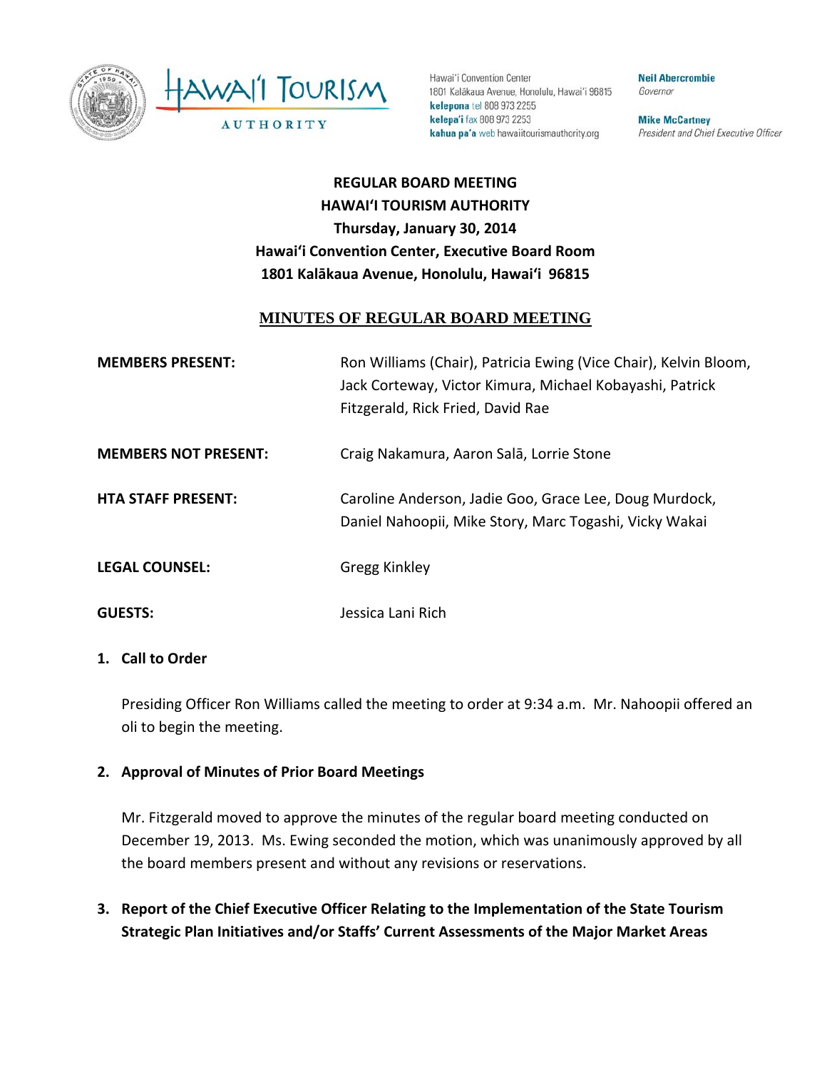Hawai'i Convention Center
1801 Kalākaua Avenue, Honolulu, Hawai'i 96815
**kelepona** tel 808 973 2255
**kelepa'i** fax 808 973 2253
**kahua pa'a** web hawaiitourismauthority.org

**Neil Abercrombie**
*Governor*

**Mike McCartney**
*President and Chief Executive Officer*

**REGULAR BOARD MEETING**
**HAWAI'I TOURISM AUTHORITY**
**Thursday, January 30, 2014**
**Hawai'i Convention Center, Executive Board Room**
**1801 Kalākaua Avenue, Honolulu, Hawai'i 96815**

# MINUTES OF REGULAR BOARD MEETING

**MEMBERS PRESENT:** Ron Williams (Chair), Patricia Ewing (Vice Chair), Kelvin Bloom, Jack Corteway, Victor Kimura, Michael Kobayashi, Patrick Fitzgerald, Rick Fried, David Rae

**MEMBERS NOT PRESENT:** Craig Nakamura, Aaron Salā, Lorrie Stone

**HTA STAFF PRESENT:** Caroline Anderson, Jadie Goo, Grace Lee, Doug Murdock, Daniel Nahoopii, Mike Story, Marc Togashi, Vicky Wakai

**LEGAL COUNSEL:** Gregg Kinkley

**GUESTS:** Jessica Lani Rich

1. **Call to Order**

   Presiding Officer Ron Williams called the meeting to order at 9:34 a.m. Mr. Nahoopii offered an oli to begin the meeting.

2. **Approval of Minutes of Prior Board Meetings**

   Mr. Fitzgerald moved to approve the minutes of the regular board meeting conducted on December 19, 2013. Ms. Ewing seconded the motion, which was unanimously approved by all the board members present and without any revisions or reservations.

3. **Report of the Chief Executive Officer Relating to the Implementation of the State Tourism Strategic Plan Initiatives and/or Staffs' Current Assessments of the Major Market Areas**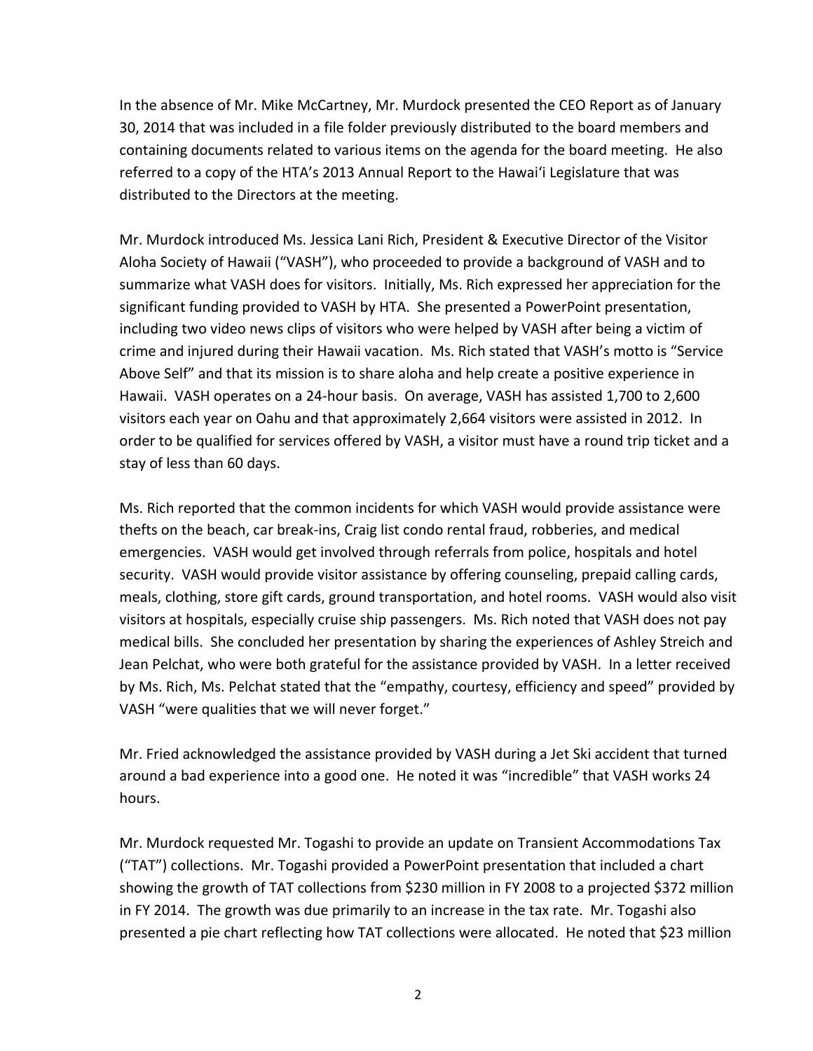In the absence of Mr. Mike McCartney, Mr. Murdock presented the CEO Report as of January 30, 2014 that was included in a file folder previously distributed to the board members and containing documents related to various items on the agenda for the board meeting. He also referred to a copy of the HTA's 2013 Annual Report to the Hawaiʻi Legislature that was distributed to the Directors at the meeting.

Mr. Murdock introduced Ms. Jessica Lani Rich, President & Executive Director of the Visitor Aloha Society of Hawaii ("VASH"), who proceeded to provide a background of VASH and to summarize what VASH does for visitors. Initially, Ms. Rich expressed her appreciation for the significant funding provided to VASH by HTA. She presented a PowerPoint presentation, including two video news clips of visitors who were helped by VASH after being a victim of crime and injured during their Hawaii vacation. Ms. Rich stated that VASH's motto is "Service Above Self" and that its mission is to share aloha and help create a positive experience in Hawaii. VASH operates on a 24-hour basis. On average, VASH has assisted 1,700 to 2,600 visitors each year on Oahu and that approximately 2,664 visitors were assisted in 2012. In order to be qualified for services offered by VASH, a visitor must have a round trip ticket and a stay of less than 60 days.

Ms. Rich reported that the common incidents for which VASH would provide assistance were thefts on the beach, car break-ins, Craig list condo rental fraud, robberies, and medical emergencies. VASH would get involved through referrals from police, hospitals and hotel security. VASH would provide visitor assistance by offering counseling, prepaid calling cards, meals, clothing, store gift cards, ground transportation, and hotel rooms. VASH would also visit visitors at hospitals, especially cruise ship passengers. Ms. Rich noted that VASH does not pay medical bills. She concluded her presentation by sharing the experiences of Ashley Streich and Jean Pelchat, who were both grateful for the assistance provided by VASH. In a letter received by Ms. Rich, Ms. Pelchat stated that the "empathy, courtesy, efficiency and speed" provided by VASH "were qualities that we will never forget."

Mr. Fried acknowledged the assistance provided by VASH during a Jet Ski accident that turned around a bad experience into a good one. He noted it was "incredible" that VASH works 24 hours.

Mr. Murdock requested Mr. Togashi to provide an update on Transient Accommodations Tax ("TAT") collections. Mr. Togashi provided a PowerPoint presentation that included a chart showing the growth of TAT collections from $230 million in FY 2008 to a projected $372 million in FY 2014. The growth was due primarily to an increase in the tax rate. Mr. Togashi also presented a pie chart reflecting how TAT collections were allocated. He noted that $23 million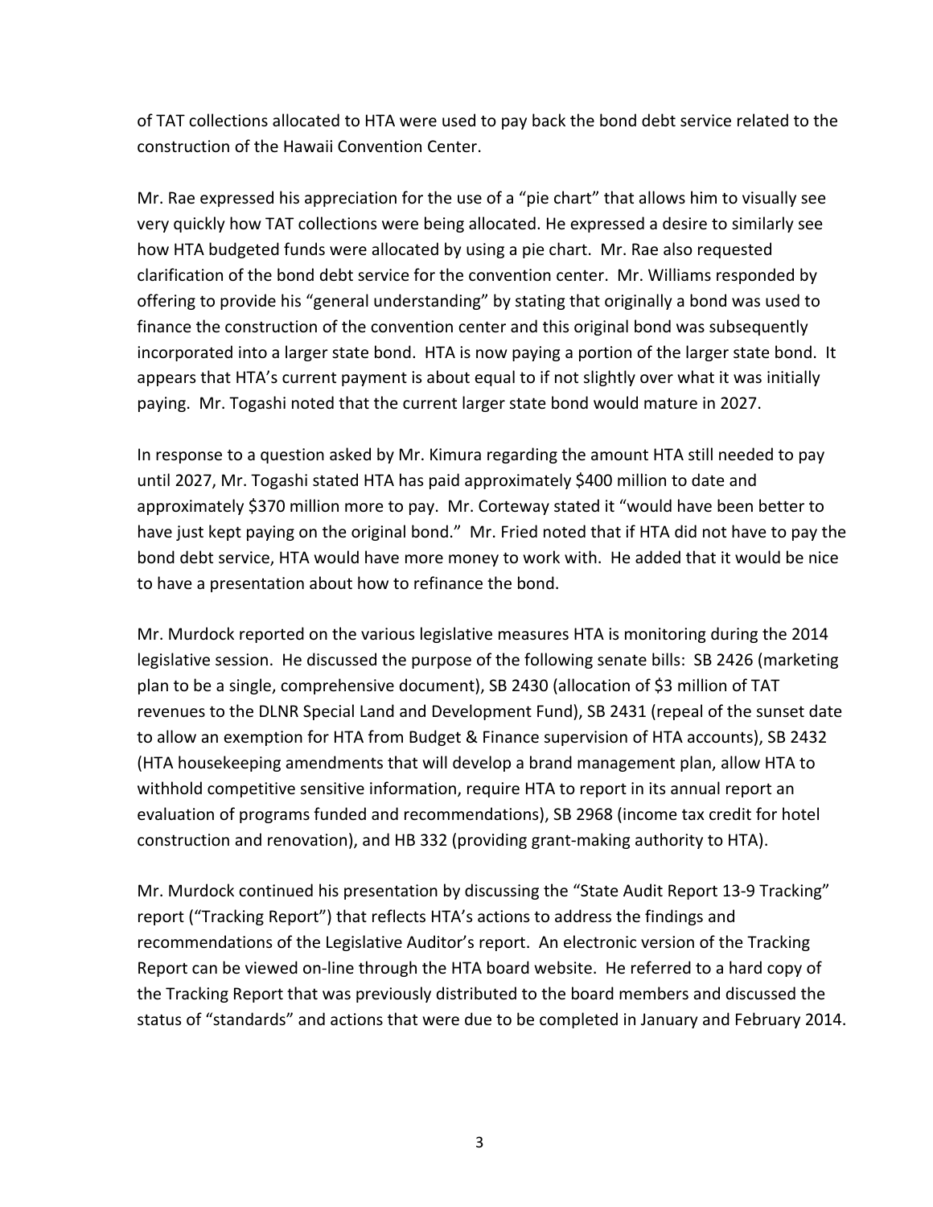of TAT collections allocated to HTA were used to pay back the bond debt service related to the construction of the Hawaii Convention Center.

Mr. Rae expressed his appreciation for the use of a "pie chart" that allows him to visually see very quickly how TAT collections were being allocated. He expressed a desire to similarly see how HTA budgeted funds were allocated by using a pie chart. Mr. Rae also requested clarification of the bond debt service for the convention center. Mr. Williams responded by offering to provide his "general understanding" by stating that originally a bond was used to finance the construction of the convention center and this original bond was subsequently incorporated into a larger state bond. HTA is now paying a portion of the larger state bond. It appears that HTA's current payment is about equal to if not slightly over what it was initially paying. Mr. Togashi noted that the current larger state bond would mature in 2027.

In response to a question asked by Mr. Kimura regarding the amount HTA still needed to pay until 2027, Mr. Togashi stated HTA has paid approximately $400 million to date and approximately $370 million more to pay. Mr. Corteway stated it "would have been better to have just kept paying on the original bond." Mr. Fried noted that if HTA did not have to pay the bond debt service, HTA would have more money to work with. He added that it would be nice to have a presentation about how to refinance the bond.

Mr. Murdock reported on the various legislative measures HTA is monitoring during the 2014 legislative session. He discussed the purpose of the following senate bills: SB 2426 (marketing plan to be a single, comprehensive document), SB 2430 (allocation of $3 million of TAT revenues to the DLNR Special Land and Development Fund), SB 2431 (repeal of the sunset date to allow an exemption for HTA from Budget & Finance supervision of HTA accounts), SB 2432 (HTA housekeeping amendments that will develop a brand management plan, allow HTA to withhold competitive sensitive information, require HTA to report in its annual report an evaluation of programs funded and recommendations), SB 2968 (income tax credit for hotel construction and renovation), and HB 332 (providing grant-making authority to HTA).

Mr. Murdock continued his presentation by discussing the "State Audit Report 13-9 Tracking" report ("Tracking Report") that reflects HTA's actions to address the findings and recommendations of the Legislative Auditor's report. An electronic version of the Tracking Report can be viewed on-line through the HTA board website. He referred to a hard copy of the Tracking Report that was previously distributed to the board members and discussed the status of "standards" and actions that were due to be completed in January and February 2014.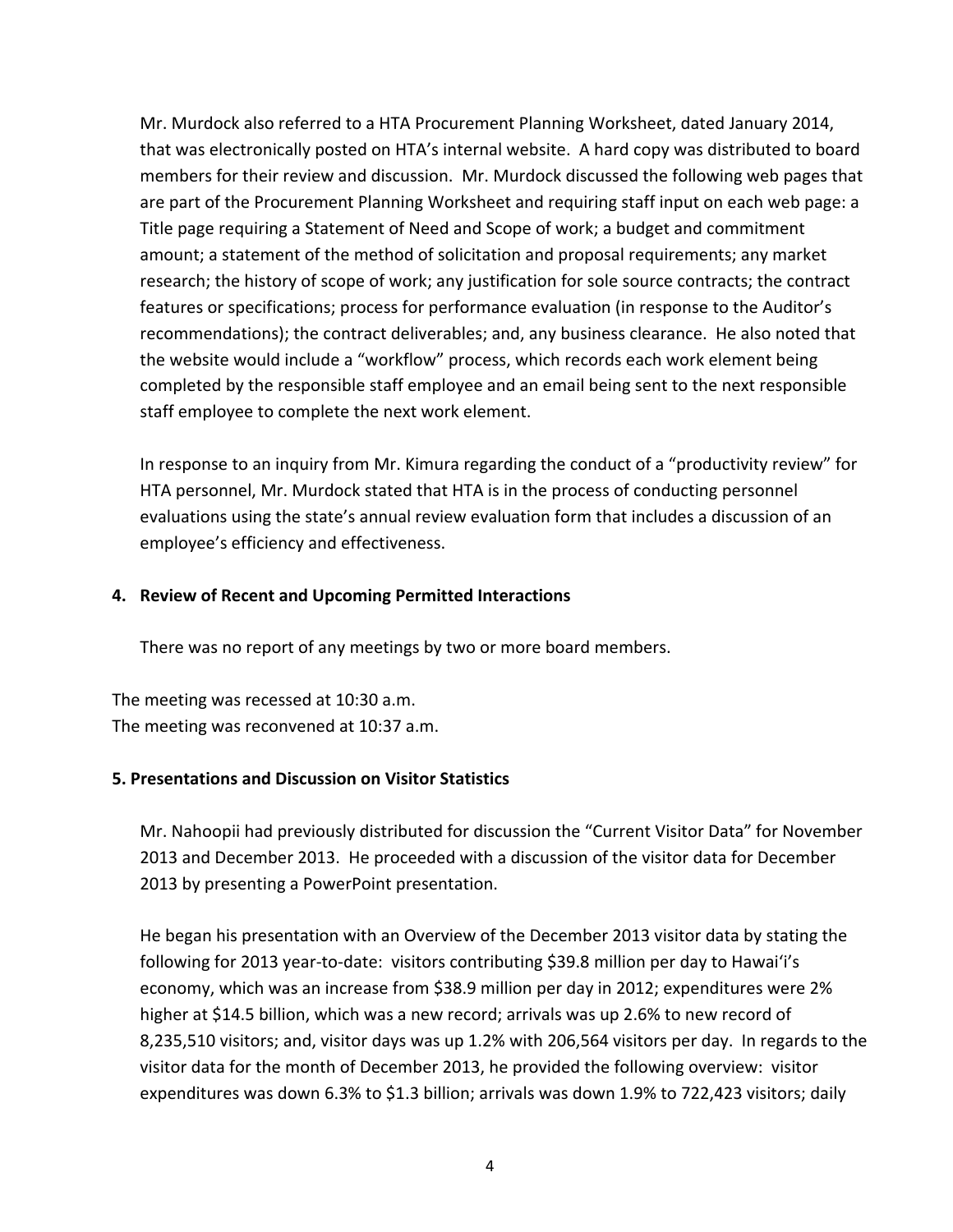Mr. Murdock also referred to a HTA Procurement Planning Worksheet, dated January 2014, that was electronically posted on HTA's internal website. A hard copy was distributed to board members for their review and discussion. Mr. Murdock discussed the following web pages that are part of the Procurement Planning Worksheet and requiring staff input on each web page: a Title page requiring a Statement of Need and Scope of work; a budget and commitment amount; a statement of the method of solicitation and proposal requirements; any market research; the history of scope of work; any justification for sole source contracts; the contract features or specifications; process for performance evaluation (in response to the Auditor's recommendations); the contract deliverables; and, any business clearance. He also noted that the website would include a "workflow" process, which records each work element being completed by the responsible staff employee and an email being sent to the next responsible staff employee to complete the next work element.

In response to an inquiry from Mr. Kimura regarding the conduct of a "productivity review" for HTA personnel, Mr. Murdock stated that HTA is in the process of conducting personnel evaluations using the state's annual review evaluation form that includes a discussion of an employee's efficiency and effectiveness.

**4. Review of Recent and Upcoming Permitted Interactions**

There was no report of any meetings by two or more board members.

The meeting was recessed at 10:30 a.m.
The meeting was reconvened at 10:37 a.m.

**5. Presentations and Discussion on Visitor Statistics**

Mr. Nahoopii had previously distributed for discussion the "Current Visitor Data" for November 2013 and December 2013. He proceeded with a discussion of the visitor data for December 2013 by presenting a PowerPoint presentation.

He began his presentation with an Overview of the December 2013 visitor data by stating the following for 2013 year-to-date: visitors contributing $39.8 million per day to Hawai'i's economy, which was an increase from $38.9 million per day in 2012; expenditures were 2% higher at $14.5 billion, which was a new record; arrivals was up 2.6% to new record of 8,235,510 visitors; and, visitor days was up 1.2% with 206,564 visitors per day. In regards to the visitor data for the month of December 2013, he provided the following overview: visitor expenditures was down 6.3% to $1.3 billion; arrivals was down 1.9% to 722,423 visitors; daily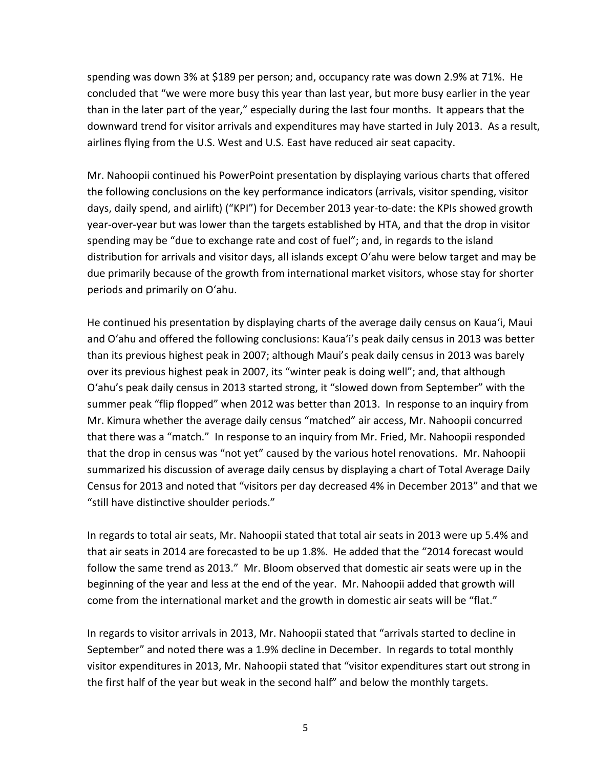spending was down 3% at $189 per person; and, occupancy rate was down 2.9% at 71%. He concluded that "we were more busy this year than last year, but more busy earlier in the year than in the later part of the year," especially during the last four months. It appears that the downward trend for visitor arrivals and expenditures may have started in July 2013. As a result, airlines flying from the U.S. West and U.S. East have reduced air seat capacity.

Mr. Nahoopii continued his PowerPoint presentation by displaying various charts that offered the following conclusions on the key performance indicators (arrivals, visitor spending, visitor days, daily spend, and airlift) ("KPI") for December 2013 year-to-date: the KPIs showed growth year-over-year but was lower than the targets established by HTA, and that the drop in visitor spending may be "due to exchange rate and cost of fuel"; and, in regards to the island distribution for arrivals and visitor days, all islands except O'ahu were below target and may be due primarily because of the growth from international market visitors, whose stay for shorter periods and primarily on O'ahu.

He continued his presentation by displaying charts of the average daily census on Kaua'i, Maui and O'ahu and offered the following conclusions: Kaua'i's peak daily census in 2013 was better than its previous highest peak in 2007; although Maui's peak daily census in 2013 was barely over its previous highest peak in 2007, its "winter peak is doing well"; and, that although O'ahu's peak daily census in 2013 started strong, it "slowed down from September" with the summer peak "flip flopped" when 2012 was better than 2013. In response to an inquiry from Mr. Kimura whether the average daily census "matched" air access, Mr. Nahoopii concurred that there was a "match." In response to an inquiry from Mr. Fried, Mr. Nahoopii responded that the drop in census was "not yet" caused by the various hotel renovations. Mr. Nahoopii summarized his discussion of average daily census by displaying a chart of Total Average Daily Census for 2013 and noted that "visitors per day decreased 4% in December 2013" and that we "still have distinctive shoulder periods."

In regards to total air seats, Mr. Nahoopii stated that total air seats in 2013 were up 5.4% and that air seats in 2014 are forecasted to be up 1.8%. He added that the "2014 forecast would follow the same trend as 2013." Mr. Bloom observed that domestic air seats were up in the beginning of the year and less at the end of the year. Mr. Nahoopii added that growth will come from the international market and the growth in domestic air seats will be "flat."

In regards to visitor arrivals in 2013, Mr. Nahoopii stated that "arrivals started to decline in September" and noted there was a 1.9% decline in December. In regards to total monthly visitor expenditures in 2013, Mr. Nahoopii stated that "visitor expenditures start out strong in the first half of the year but weak in the second half" and below the monthly targets.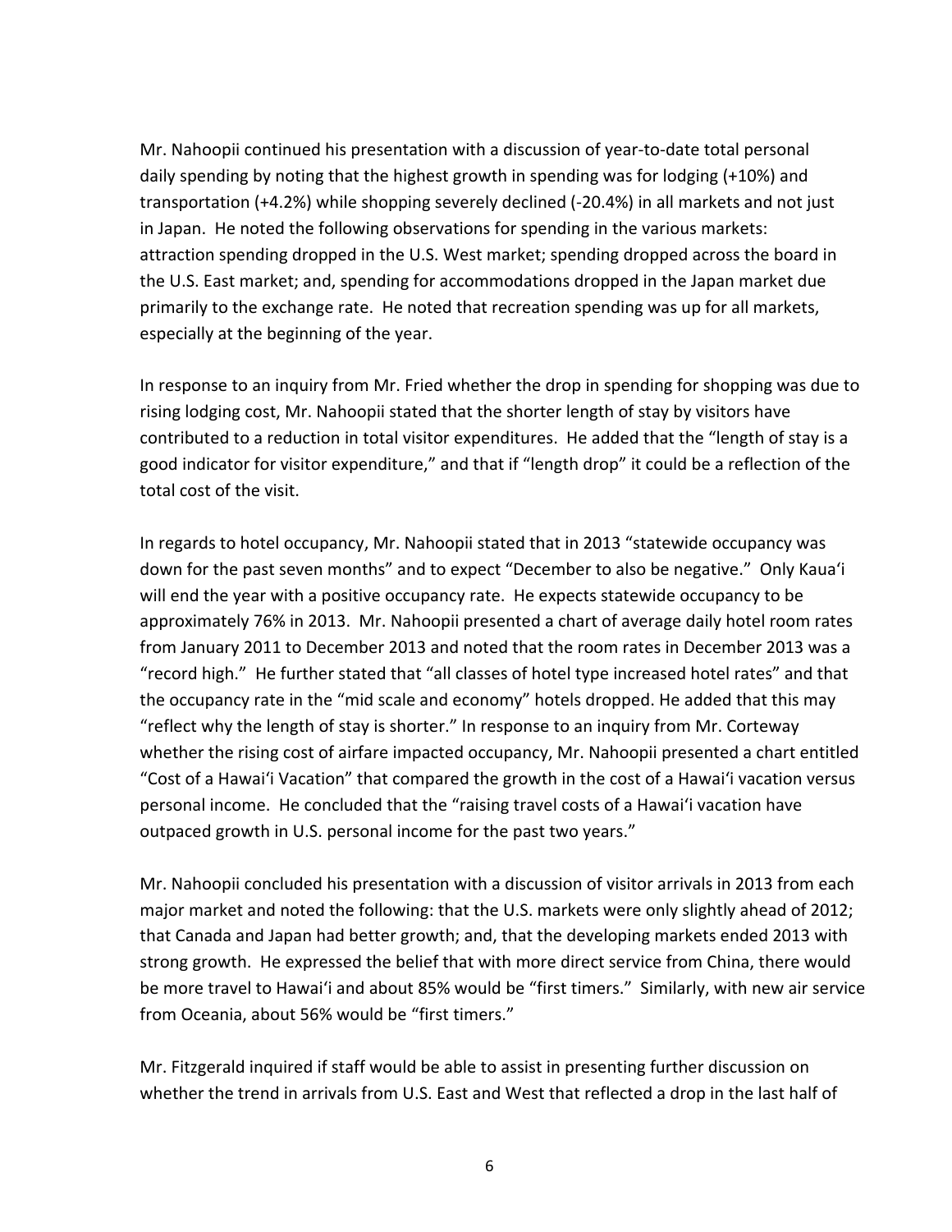Mr. Nahoopii continued his presentation with a discussion of year-to-date total personal daily spending by noting that the highest growth in spending was for lodging (+10%) and transportation (+4.2%) while shopping severely declined (-20.4%) in all markets and not just in Japan. He noted the following observations for spending in the various markets: attraction spending dropped in the U.S. West market; spending dropped across the board in the U.S. East market; and, spending for accommodations dropped in the Japan market due primarily to the exchange rate. He noted that recreation spending was up for all markets, especially at the beginning of the year.

In response to an inquiry from Mr. Fried whether the drop in spending for shopping was due to rising lodging cost, Mr. Nahoopii stated that the shorter length of stay by visitors have contributed to a reduction in total visitor expenditures. He added that the "length of stay is a good indicator for visitor expenditure," and that if "length drop" it could be a reflection of the total cost of the visit.

In regards to hotel occupancy, Mr. Nahoopii stated that in 2013 "statewide occupancy was down for the past seven months" and to expect "December to also be negative." Only Kauaʻi will end the year with a positive occupancy rate. He expects statewide occupancy to be approximately 76% in 2013. Mr. Nahoopii presented a chart of average daily hotel room rates from January 2011 to December 2013 and noted that the room rates in December 2013 was a "record high." He further stated that "all classes of hotel type increased hotel rates" and that the occupancy rate in the "mid scale and economy" hotels dropped. He added that this may "reflect why the length of stay is shorter." In response to an inquiry from Mr. Corteway whether the rising cost of airfare impacted occupancy, Mr. Nahoopii presented a chart entitled "Cost of a Hawaiʻi Vacation" that compared the growth in the cost of a Hawaiʻi vacation versus personal income. He concluded that the "raising travel costs of a Hawaiʻi vacation have outpaced growth in U.S. personal income for the past two years."

Mr. Nahoopii concluded his presentation with a discussion of visitor arrivals in 2013 from each major market and noted the following: that the U.S. markets were only slightly ahead of 2012; that Canada and Japan had better growth; and, that the developing markets ended 2013 with strong growth. He expressed the belief that with more direct service from China, there would be more travel to Hawaiʻi and about 85% would be "first timers." Similarly, with new air service from Oceania, about 56% would be "first timers."

Mr. Fitzgerald inquired if staff would be able to assist in presenting further discussion on whether the trend in arrivals from U.S. East and West that reflected a drop in the last half of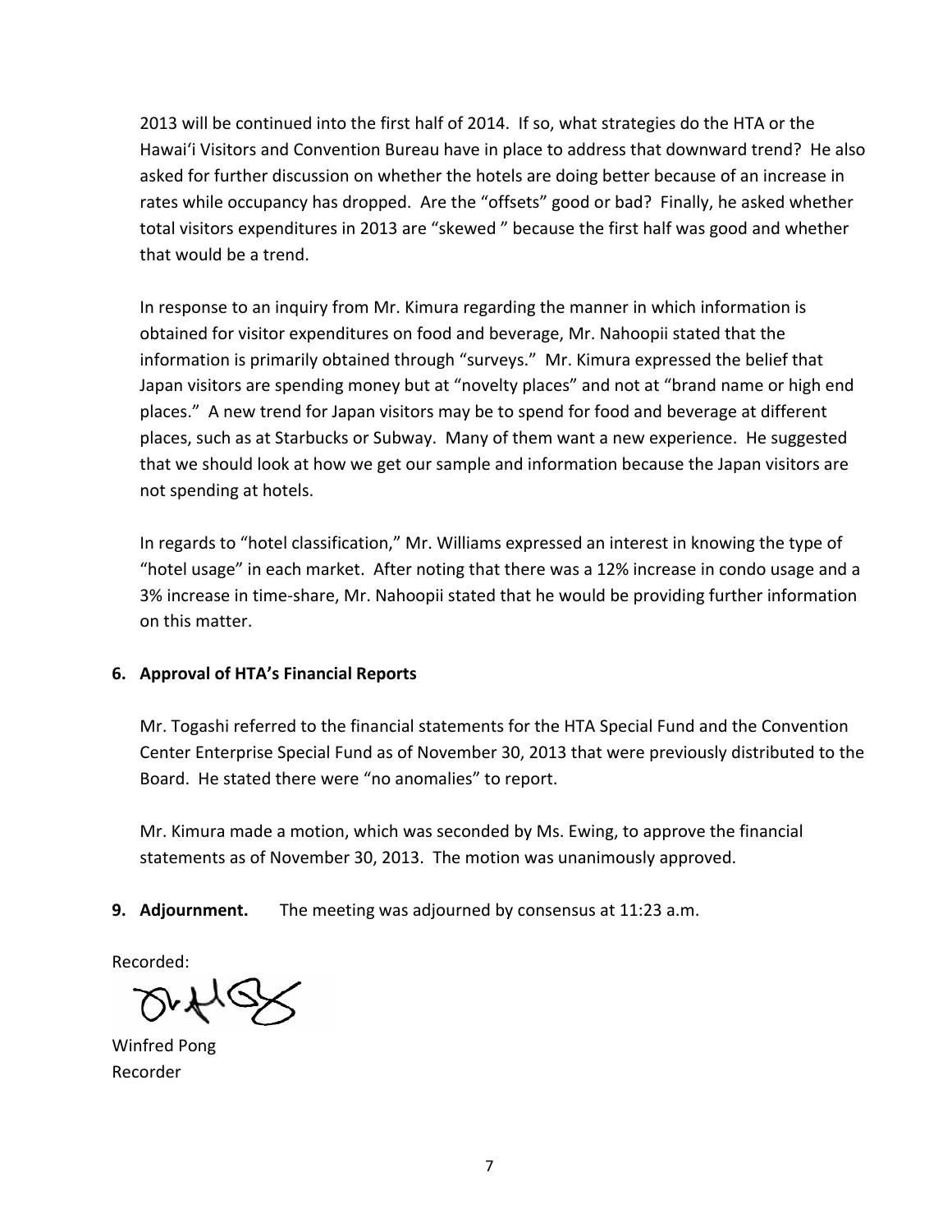2013 will be continued into the first half of 2014. If so, what strategies do the HTA or the Hawai'i Visitors and Convention Bureau have in place to address that downward trend? He also asked for further discussion on whether the hotels are doing better because of an increase in rates while occupancy has dropped. Are the "offsets" good or bad? Finally, he asked whether total visitors expenditures in 2013 are "skewed " because the first half was good and whether that would be a trend.

In response to an inquiry from Mr. Kimura regarding the manner in which information is obtained for visitor expenditures on food and beverage, Mr. Nahoopii stated that the information is primarily obtained through "surveys." Mr. Kimura expressed the belief that Japan visitors are spending money but at "novelty places" and not at "brand name or high end places." A new trend for Japan visitors may be to spend for food and beverage at different places, such as at Starbucks or Subway. Many of them want a new experience. He suggested that we should look at how we get our sample and information because the Japan visitors are not spending at hotels.

In regards to "hotel classification," Mr. Williams expressed an interest in knowing the type of "hotel usage" in each market. After noting that there was a 12% increase in condo usage and a 3% increase in time-share, Mr. Nahoopii stated that he would be providing further information on this matter.

**6. Approval of HTA's Financial Reports**

Mr. Togashi referred to the financial statements for the HTA Special Fund and the Convention Center Enterprise Special Fund as of November 30, 2013 that were previously distributed to the Board. He stated there were "no anomalies" to report.

Mr. Kimura made a motion, which was seconded by Ms. Ewing, to approve the financial statements as of November 30, 2013. The motion was unanimously approved.

**9. Adjournment.** The meeting was adjourned by consensus at 11:23 a.m.

Recorded:

Winfred Pong
Recorder